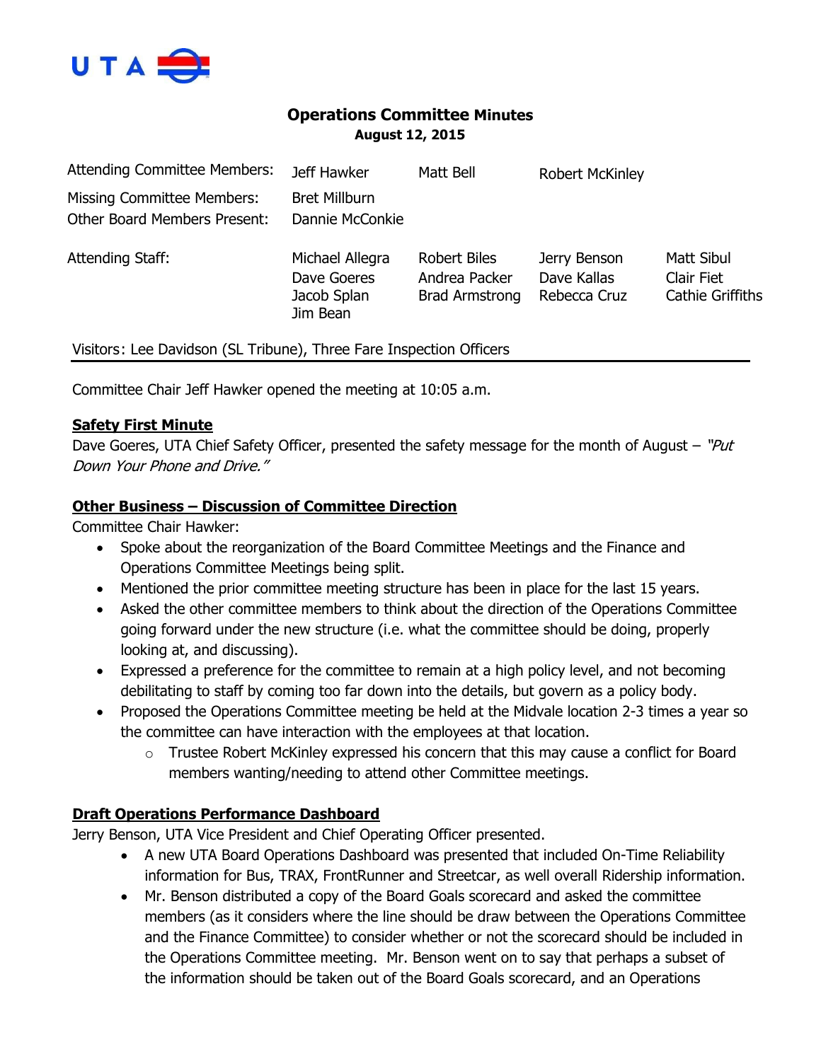UTA

# Operations Committee Minutes

**August 12, 2015**

| | | | | |
|---|---|---|---|---|
| Attending Committee Members: | Jeff Hawker | Matt Bell | Robert McKinley | |
| Missing Committee Members: | Bret Millburn | | | |
| Other Board Members Present: | Dannie McConkie | | | |
| Attending Staff: | Michael Allegra | Robert Biles | Jerry Benson | Matt Sibul |
| | Dave Goeres | Andrea Packer | Dave Kallas | Clair Fiet |
| | Jacob Splan | Brad Armstrong | Rebecca Cruz | Cathie Griffiths |
| | Jim Bean | | | |

Visitors: Lee Davidson (SL Tribune), Three Fare Inspection Officers

Committee Chair Jeff Hawker opened the meeting at 10:05 a.m.

**Safety First Minute**

Dave Goeres, UTA Chief Safety Officer, presented the safety message for the month of August – *"Put Down Your Phone and Drive."*

**Other Business – Discussion of Committee Direction**

Committee Chair Hawker:

- Spoke about the reorganization of the Board Committee Meetings and the Finance and Operations Committee Meetings being split.
- Mentioned the prior committee meeting structure has been in place for the last 15 years.
- Asked the other committee members to think about the direction of the Operations Committee going forward under the new structure (i.e. what the committee should be doing, properly looking at, and discussing).
- Expressed a preference for the committee to remain at a high policy level, and not becoming debilitating to staff by coming too far down into the details, but govern as a policy body.
- Proposed the Operations Committee meeting be held at the Midvale location 2-3 times a year so the committee can have interaction with the employees at that location.
  - Trustee Robert McKinley expressed his concern that this may cause a conflict for Board members wanting/needing to attend other Committee meetings.

**Draft Operations Performance Dashboard**

Jerry Benson, UTA Vice President and Chief Operating Officer presented.

- A new UTA Board Operations Dashboard was presented that included On-Time Reliability information for Bus, TRAX, FrontRunner and Streetcar, as well overall Ridership information.
- Mr. Benson distributed a copy of the Board Goals scorecard and asked the committee members (as it considers where the line should be draw between the Operations Committee and the Finance Committee) to consider whether or not the scorecard should be included in the Operations Committee meeting. Mr. Benson went on to say that perhaps a subset of the information should be taken out of the Board Goals scorecard, and an Operations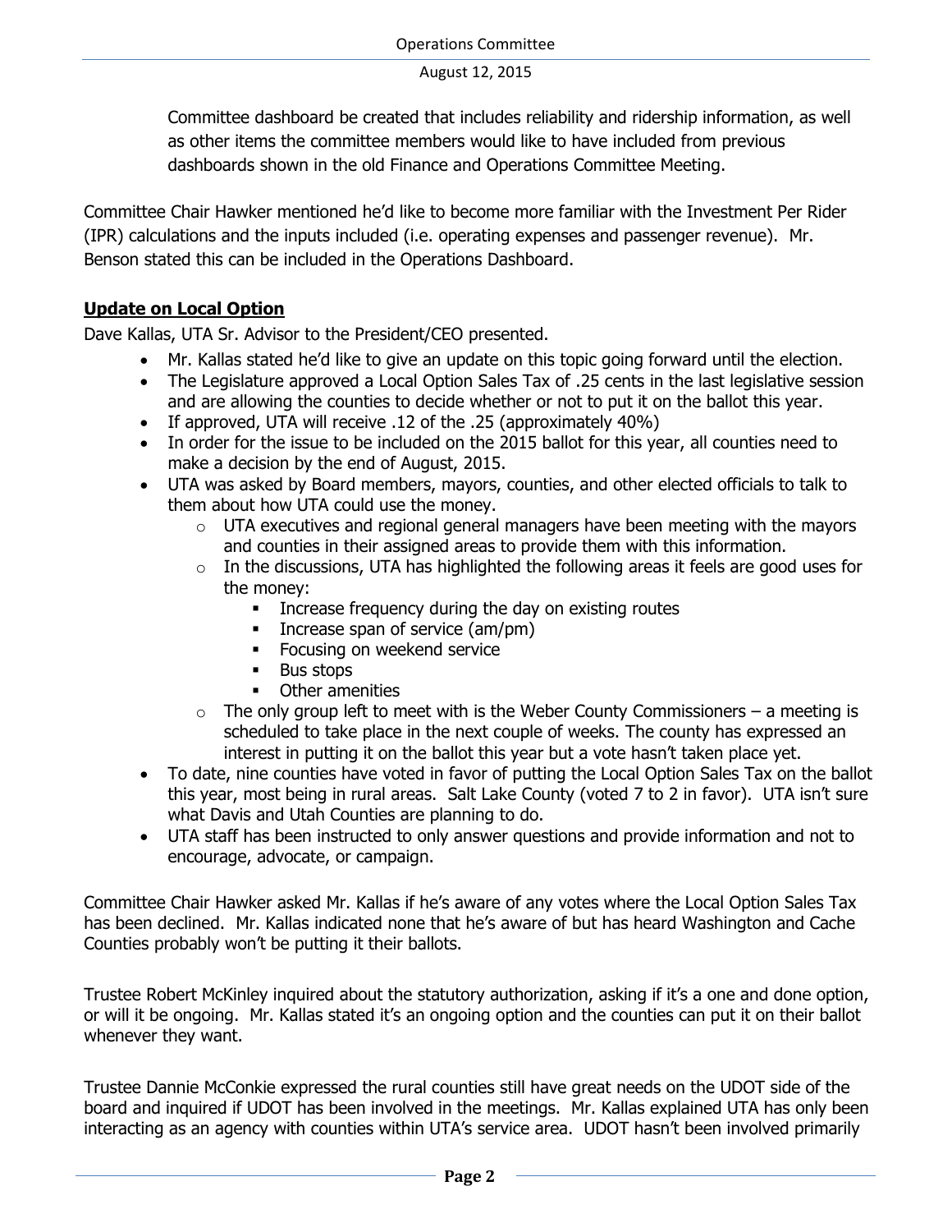Committee dashboard be created that includes reliability and ridership information, as well as other items the committee members would like to have included from previous dashboards shown in the old Finance and Operations Committee Meeting.

Committee Chair Hawker mentioned he'd like to become more familiar with the Investment Per Rider (IPR) calculations and the inputs included (i.e. operating expenses and passenger revenue). Mr. Benson stated this can be included in the Operations Dashboard.

**Update on Local Option**

Dave Kallas, UTA Sr. Advisor to the President/CEO presented.

- Mr. Kallas stated he'd like to give an update on this topic going forward until the election.
- The Legislature approved a Local Option Sales Tax of .25 cents in the last legislative session and are allowing the counties to decide whether or not to put it on the ballot this year.
- If approved, UTA will receive .12 of the .25 (approximately 40%)
- In order for the issue to be included on the 2015 ballot for this year, all counties need to make a decision by the end of August, 2015.
- UTA was asked by Board members, mayors, counties, and other elected officials to talk to them about how UTA could use the money.
  - UTA executives and regional general managers have been meeting with the mayors and counties in their assigned areas to provide them with this information.
  - In the discussions, UTA has highlighted the following areas it feels are good uses for the money:
    - Increase frequency during the day on existing routes
    - Increase span of service (am/pm)
    - Focusing on weekend service
    - Bus stops
    - Other amenities
  - The only group left to meet with is the Weber County Commissioners – a meeting is scheduled to take place in the next couple of weeks. The county has expressed an interest in putting it on the ballot this year but a vote hasn't taken place yet.
- To date, nine counties have voted in favor of putting the Local Option Sales Tax on the ballot this year, most being in rural areas. Salt Lake County (voted 7 to 2 in favor). UTA isn't sure what Davis and Utah Counties are planning to do.
- UTA staff has been instructed to only answer questions and provide information and not to encourage, advocate, or campaign.

Committee Chair Hawker asked Mr. Kallas if he's aware of any votes where the Local Option Sales Tax has been declined. Mr. Kallas indicated none that he's aware of but has heard Washington and Cache Counties probably won't be putting it their ballots.

Trustee Robert McKinley inquired about the statutory authorization, asking if it's a one and done option, or will it be ongoing. Mr. Kallas stated it's an ongoing option and the counties can put it on their ballot whenever they want.

Trustee Dannie McConkie expressed the rural counties still have great needs on the UDOT side of the board and inquired if UDOT has been involved in the meetings. Mr. Kallas explained UTA has only been interacting as an agency with counties within UTA's service area. UDOT hasn't been involved primarily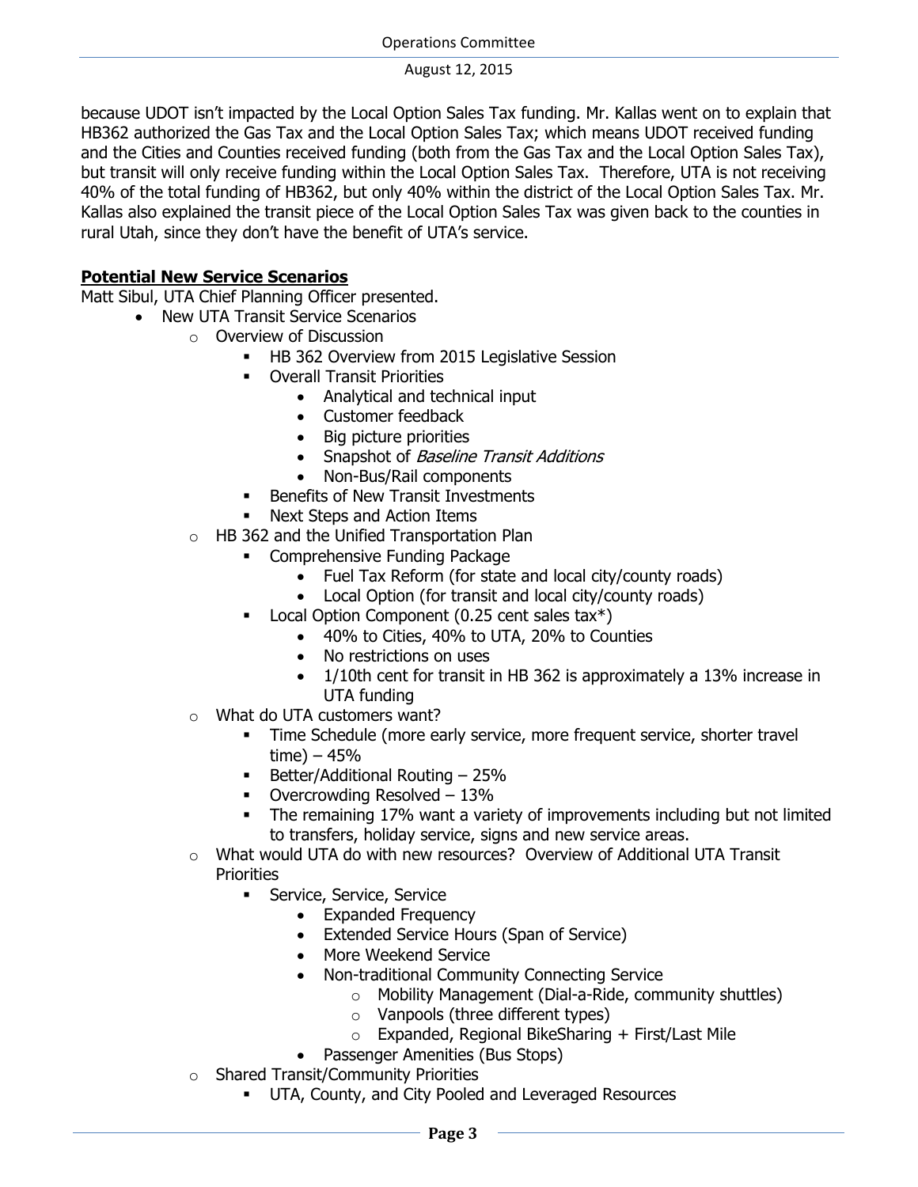because UDOT isn't impacted by the Local Option Sales Tax funding. Mr. Kallas went on to explain that HB362 authorized the Gas Tax and the Local Option Sales Tax; which means UDOT received funding and the Cities and Counties received funding (both from the Gas Tax and the Local Option Sales Tax), but transit will only receive funding within the Local Option Sales Tax. Therefore, UTA is not receiving 40% of the total funding of HB362, but only 40% within the district of the Local Option Sales Tax. Mr. Kallas also explained the transit piece of the Local Option Sales Tax was given back to the counties in rural Utah, since they don't have the benefit of UTA's service.

**Potential New Service Scenarios**

Matt Sibul, UTA Chief Planning Officer presented.

- New UTA Transit Service Scenarios
  - Overview of Discussion
    - HB 362 Overview from 2015 Legislative Session
    - Overall Transit Priorities
      - Analytical and technical input
      - Customer feedback
      - Big picture priorities
      - Snapshot of *Baseline Transit Additions*
      - Non-Bus/Rail components
    - Benefits of New Transit Investments
    - Next Steps and Action Items
  - HB 362 and the Unified Transportation Plan
    - Comprehensive Funding Package
      - Fuel Tax Reform (for state and local city/county roads)
      - Local Option (for transit and local city/county roads)
    - Local Option Component (0.25 cent sales tax*)
      - 40% to Cities, 40% to UTA, 20% to Counties
      - No restrictions on uses
      - 1/10th cent for transit in HB 362 is approximately a 13% increase in UTA funding
  - What do UTA customers want?
    - Time Schedule (more early service, more frequent service, shorter travel time) – 45%
    - Better/Additional Routing – 25%
    - Overcrowding Resolved – 13%
    - The remaining 17% want a variety of improvements including but not limited to transfers, holiday service, signs and new service areas.
  - What would UTA do with new resources? Overview of Additional UTA Transit Priorities
    - Service, Service, Service
      - Expanded Frequency
      - Extended Service Hours (Span of Service)
      - More Weekend Service
      - Non-traditional Community Connecting Service
        - Mobility Management (Dial-a-Ride, community shuttles)
        - Vanpools (three different types)
        - Expanded, Regional BikeSharing + First/Last Mile
      - Passenger Amenities (Bus Stops)
  - Shared Transit/Community Priorities
    - UTA, County, and City Pooled and Leveraged Resources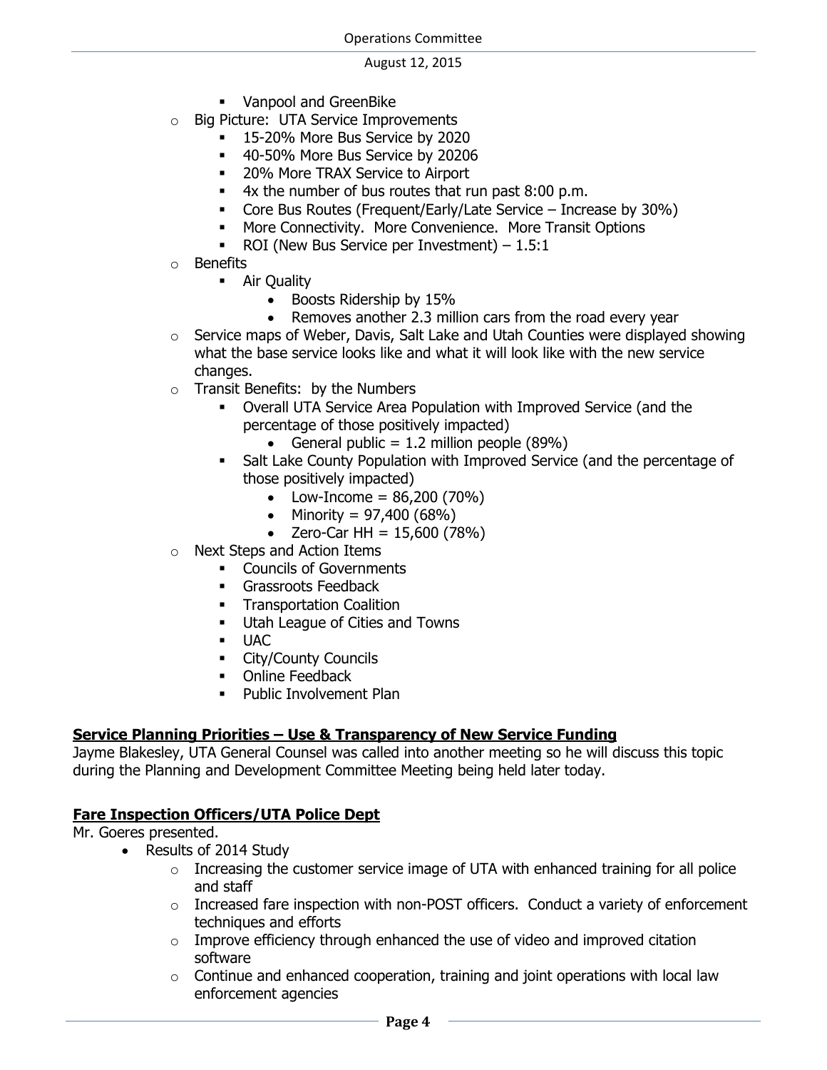- Vanpool and GreenBike
    - Big Picture: UTA Service Improvements
        - 15-20% More Bus Service by 2020
        - 40-50% More Bus Service by 20206
        - 20% More TRAX Service to Airport
        - 4x the number of bus routes that run past 8:00 p.m.
        - Core Bus Routes (Frequent/Early/Late Service – Increase by 30%)
        - More Connectivity. More Convenience. More Transit Options
        - ROI (New Bus Service per Investment) – 1.5:1
    - Benefits
        - Air Quality
            - Boosts Ridership by 15%
            - Removes another 2.3 million cars from the road every year
    - Service maps of Weber, Davis, Salt Lake and Utah Counties were displayed showing what the base service looks like and what it will look like with the new service changes.
    - Transit Benefits: by the Numbers
        - Overall UTA Service Area Population with Improved Service (and the percentage of those positively impacted)
            - General public = 1.2 million people (89%)
        - Salt Lake County Population with Improved Service (and the percentage of those positively impacted)
            - Low-Income = 86,200 (70%)
            - Minority = 97,400 (68%)
            - Zero-Car HH = 15,600 (78%)
    - Next Steps and Action Items
        - Councils of Governments
        - Grassroots Feedback
        - Transportation Coalition
        - Utah League of Cities and Towns
        - UAC
        - City/County Councils
        - Online Feedback
        - Public Involvement Plan

**Service Planning Priorities – Use & Transparency of New Service Funding**

Jayme Blakesley, UTA General Counsel was called into another meeting so he will discuss this topic during the Planning and Development Committee Meeting being held later today.

**Fare Inspection Officers/UTA Police Dept**

Mr. Goeres presented.

- Results of 2014 Study
    - Increasing the customer service image of UTA with enhanced training for all police and staff
    - Increased fare inspection with non-POST officers. Conduct a variety of enforcement techniques and efforts
    - Improve efficiency through enhanced the use of video and improved citation software
    - Continue and enhanced cooperation, training and joint operations with local law enforcement agencies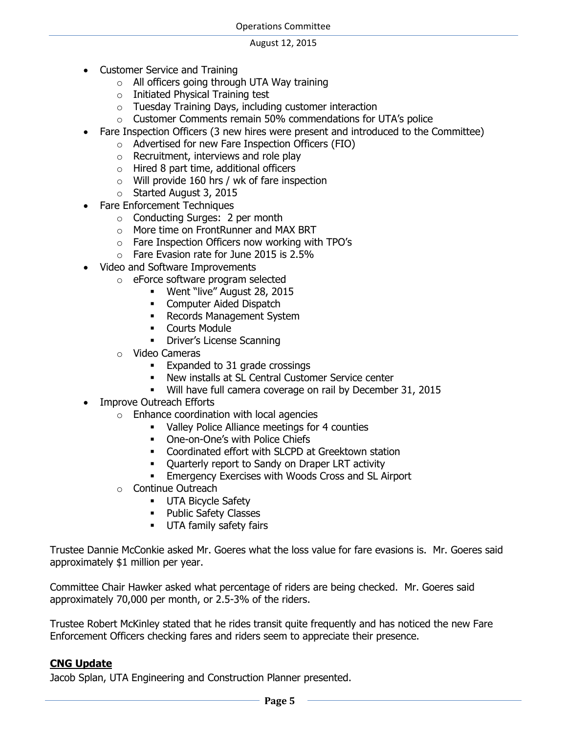- Customer Service and Training
  - All officers going through UTA Way training
  - Initiated Physical Training test
  - Tuesday Training Days, including customer interaction
  - Customer Comments remain 50% commendations for UTA's police
- Fare Inspection Officers (3 new hires were present and introduced to the Committee)
  - Advertised for new Fare Inspection Officers (FIO)
  - Recruitment, interviews and role play
  - Hired 8 part time, additional officers
  - Will provide 160 hrs / wk of fare inspection
  - Started August 3, 2015
- Fare Enforcement Techniques
  - Conducting Surges: 2 per month
  - More time on FrontRunner and MAX BRT
  - Fare Inspection Officers now working with TPO's
  - Fare Evasion rate for June 2015 is 2.5%
- Video and Software Improvements
  - eForce software program selected
    - Went "live" August 28, 2015
    - Computer Aided Dispatch
    - Records Management System
    - Courts Module
    - Driver's License Scanning
  - Video Cameras
    - Expanded to 31 grade crossings
    - New installs at SL Central Customer Service center
    - Will have full camera coverage on rail by December 31, 2015
- Improve Outreach Efforts
  - Enhance coordination with local agencies
    - Valley Police Alliance meetings for 4 counties
    - One-on-One's with Police Chiefs
    - Coordinated effort with SLCPD at Greektown station
    - Quarterly report to Sandy on Draper LRT activity
    - Emergency Exercises with Woods Cross and SL Airport
  - Continue Outreach
    - UTA Bicycle Safety
    - Public Safety Classes
    - UTA family safety fairs

Trustee Dannie McConkie asked Mr. Goeres what the loss value for fare evasions is. Mr. Goeres said approximately $1 million per year.

Committee Chair Hawker asked what percentage of riders are being checked. Mr. Goeres said approximately 70,000 per month, or 2.5-3% of the riders.

Trustee Robert McKinley stated that he rides transit quite frequently and has noticed the new Fare Enforcement Officers checking fares and riders seem to appreciate their presence.

## CNG Update

Jacob Splan, UTA Engineering and Construction Planner presented.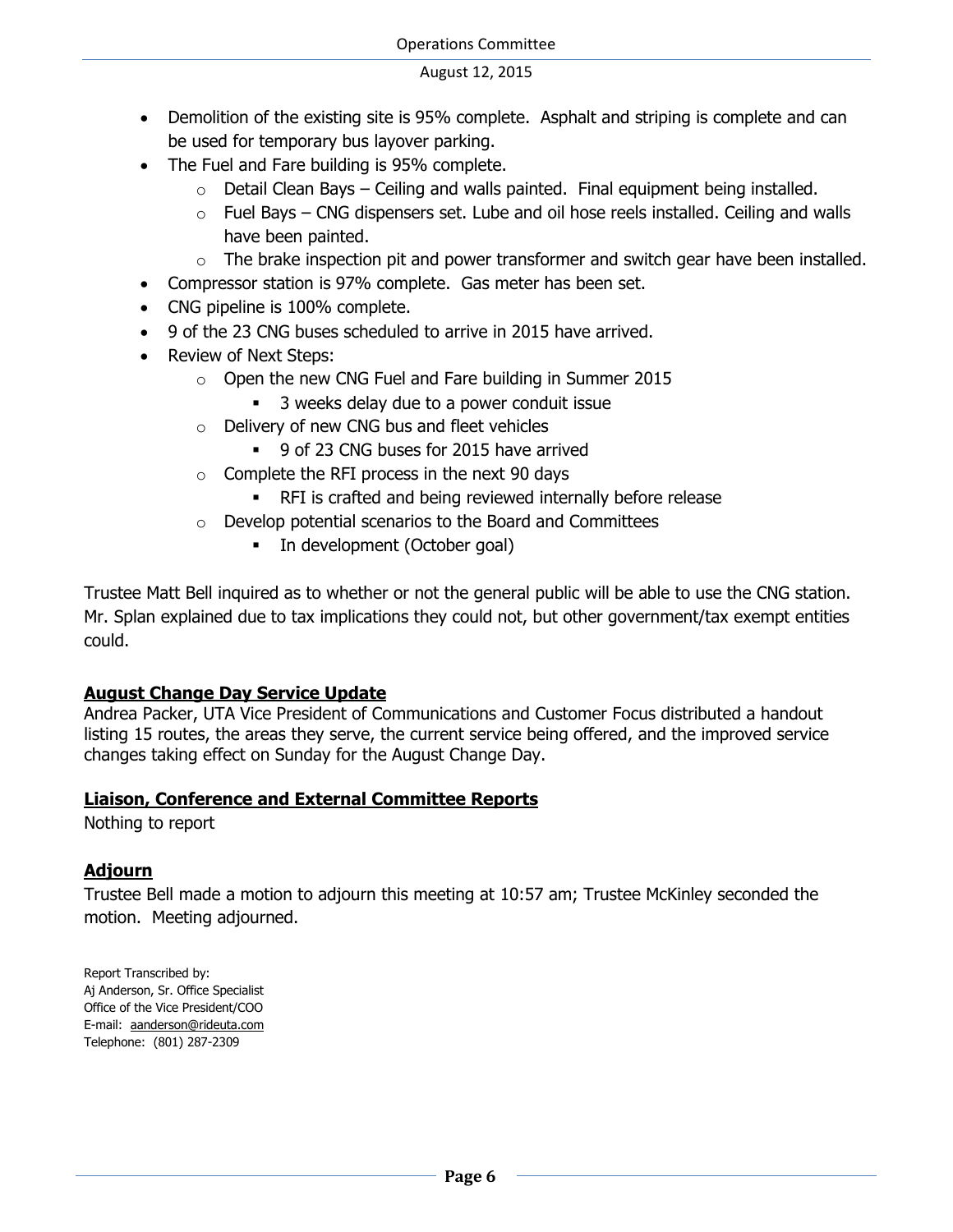- Demolition of the existing site is 95% complete. Asphalt and striping is complete and can be used for temporary bus layover parking.
- The Fuel and Fare building is 95% complete.
  - Detail Clean Bays – Ceiling and walls painted. Final equipment being installed.
  - Fuel Bays – CNG dispensers set. Lube and oil hose reels installed. Ceiling and walls have been painted.
  - The brake inspection pit and power transformer and switch gear have been installed.
- Compressor station is 97% complete. Gas meter has been set.
- CNG pipeline is 100% complete.
- 9 of the 23 CNG buses scheduled to arrive in 2015 have arrived.
- Review of Next Steps:
  - Open the new CNG Fuel and Fare building in Summer 2015
    - 3 weeks delay due to a power conduit issue
  - Delivery of new CNG bus and fleet vehicles
    - 9 of 23 CNG buses for 2015 have arrived
  - Complete the RFI process in the next 90 days
    - RFI is crafted and being reviewed internally before release
  - Develop potential scenarios to the Board and Committees
    - In development (October goal)

Trustee Matt Bell inquired as to whether or not the general public will be able to use the CNG station. Mr. Splan explained due to tax implications they could not, but other government/tax exempt entities could.

## August Change Day Service Update

Andrea Packer, UTA Vice President of Communications and Customer Focus distributed a handout listing 15 routes, the areas they serve, the current service being offered, and the improved service changes taking effect on Sunday for the August Change Day.

## Liaison, Conference and External Committee Reports

Nothing to report

## Adjourn

Trustee Bell made a motion to adjourn this meeting at 10:57 am; Trustee McKinley seconded the motion. Meeting adjourned.

Report Transcribed by:
Aj Anderson, Sr. Office Specialist
Office of the Vice President/COO
E-mail: aanderson@rideuta.com
Telephone: (801) 287-2309